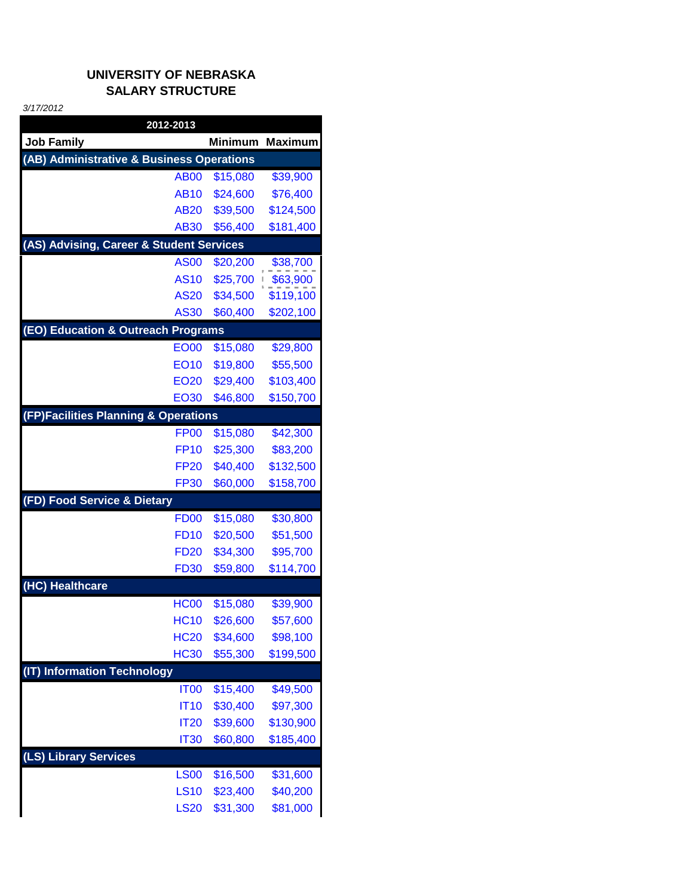**UNIVERSITY OF NEBRASKA**
**SALARY STRUCTURE**

*3/17/2012*

| 2012-2013 | | | |
|---|---|---|---|
| **Job Family** | | **Minimum** | **Maximum** |
| **(AB) Administrative & Business Operations** | | | |
| | AB00 | $15,080 | $39,900 |
| | AB10 | $24,600 | $76,400 |
| | AB20 | $39,500 | $124,500 |
| | AB30 | $56,400 | $181,400 |
| **(AS) Advising, Career & Student Services** | | | |
| | AS00 | $20,200 | $38,700 |
| | AS10 | $25,700 | $63,900 |
| | AS20 | $34,500 | $119,100 |
| | AS30 | $60,400 | $202,100 |
| **(EO) Education & Outreach Programs** | | | |
| | EO00 | $15,080 | $29,800 |
| | EO10 | $19,800 | $55,500 |
| | EO20 | $29,400 | $103,400 |
| | EO30 | $46,800 | $150,700 |
| **(FP)Facilities Planning & Operations** | | | |
| | FP00 | $15,080 | $42,300 |
| | FP10 | $25,300 | $83,200 |
| | FP20 | $40,400 | $132,500 |
| | FP30 | $60,000 | $158,700 |
| **(FD) Food Service & Dietary** | | | |
| | FD00 | $15,080 | $30,800 |
| | FD10 | $20,500 | $51,500 |
| | FD20 | $34,300 | $95,700 |
| | FD30 | $59,800 | $114,700 |
| **(HC) Healthcare** | | | |
| | HC00 | $15,080 | $39,900 |
| | HC10 | $26,600 | $57,600 |
| | HC20 | $34,600 | $98,100 |
| | HC30 | $55,300 | $199,500 |
| **(IT) Information Technology** | | | |
| | IT00 | $15,400 | $49,500 |
| | IT10 | $30,400 | $97,300 |
| | IT20 | $39,600 | $130,900 |
| | IT30 | $60,800 | $185,400 |
| **(LS) Library Services** | | | |
| | LS00 | $16,500 | $31,600 |
| | LS10 | $23,400 | $40,200 |
| | LS20 | $31,300 | $81,000 |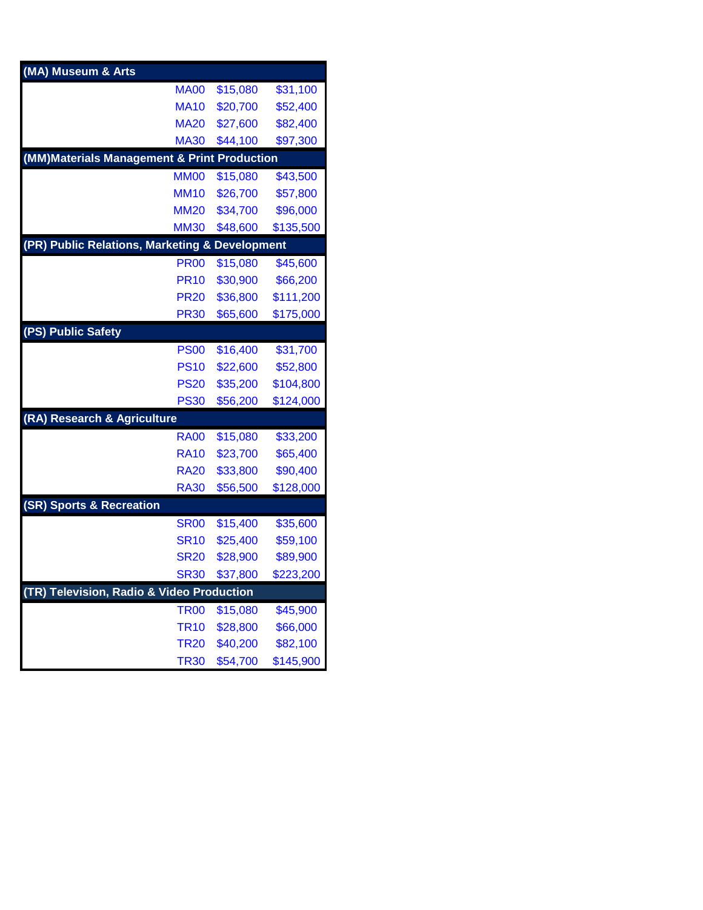| | | |
|---|---|---|
| **(MA) Museum & Arts** | | |
| MA00 | $15,080 | $31,100 |
| MA10 | $20,700 | $52,400 |
| MA20 | $27,600 | $82,400 |
| MA30 | $44,100 | $97,300 |
| **(MM)Materials Management & Print Production** | | |
| MM00 | $15,080 | $43,500 |
| MM10 | $26,700 | $57,800 |
| MM20 | $34,700 | $96,000 |
| MM30 | $48,600 | $135,500 |
| **(PR) Public Relations, Marketing & Development** | | |
| PR00 | $15,080 | $45,600 |
| PR10 | $30,900 | $66,200 |
| PR20 | $36,800 | $111,200 |
| PR30 | $65,600 | $175,000 |
| **(PS) Public Safety** | | |
| PS00 | $16,400 | $31,700 |
| PS10 | $22,600 | $52,800 |
| PS20 | $35,200 | $104,800 |
| PS30 | $56,200 | $124,000 |
| **(RA) Research & Agriculture** | | |
| RA00 | $15,080 | $33,200 |
| RA10 | $23,700 | $65,400 |
| RA20 | $33,800 | $90,400 |
| RA30 | $56,500 | $128,000 |
| **(SR) Sports & Recreation** | | |
| SR00 | $15,400 | $35,600 |
| SR10 | $25,400 | $59,100 |
| SR20 | $28,900 | $89,900 |
| SR30 | $37,800 | $223,200 |
| **(TR) Television, Radio & Video Production** | | |
| TR00 | $15,080 | $45,900 |
| TR10 | $28,800 | $66,000 |
| TR20 | $40,200 | $82,100 |
| TR30 | $54,700 | $145,900 |